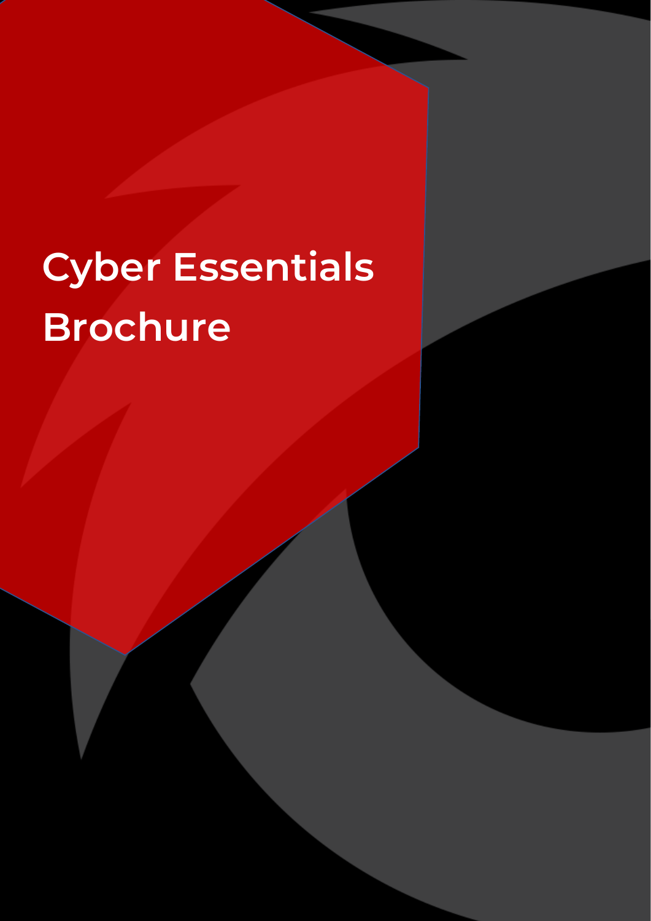# Cyber Essentials Brochure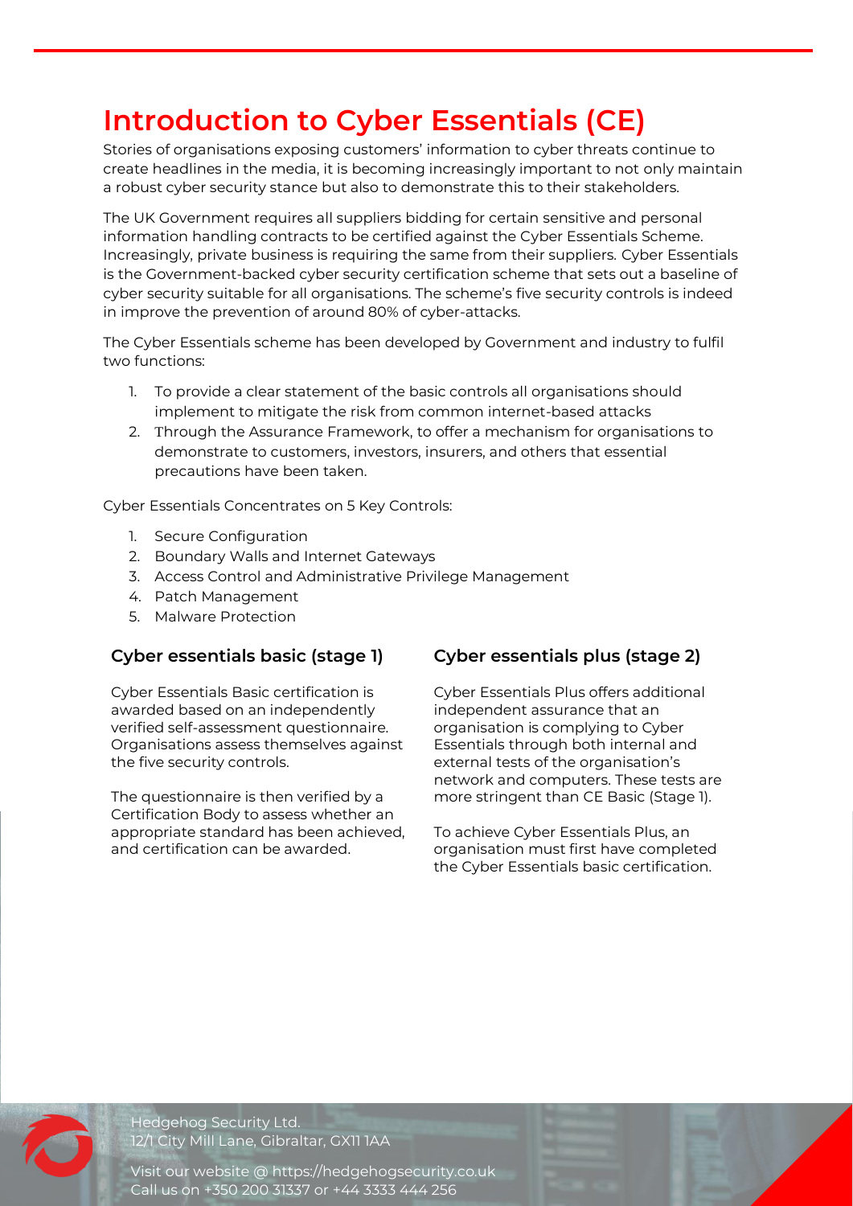# Introduction to Cyber Essentials (CE)

Stories of organisations exposing customers' information to cyber threats continue to create headlines in the media, it is becoming increasingly important to not only maintain a robust cyber security stance but also to demonstrate this to their stakeholders.

The UK Government requires all suppliers bidding for certain sensitive and personal information handling contracts to be certified against the Cyber Essentials Scheme. Increasingly, private business is requiring the same from their suppliers. Cyber Essentials is the Government-backed cyber security certification scheme that sets out a baseline of cyber security suitable for all organisations. The scheme's five security controls is indeed in improve the prevention of around 80% of cyber-attacks.

The Cyber Essentials scheme has been developed by Government and industry to fulfil two functions:

1. To provide a clear statement of the basic controls all organisations should implement to mitigate the risk from common internet-based attacks
2. Through the Assurance Framework, to offer a mechanism for organisations to demonstrate to customers, investors, insurers, and others that essential precautions have been taken.

Cyber Essentials Concentrates on 5 Key Controls:

1. Secure Configuration
2. Boundary Walls and Internet Gateways
3. Access Control and Administrative Privilege Management
4. Patch Management
5. Malware Protection

### Cyber essentials basic (stage 1)

Cyber Essentials Basic certification is awarded based on an independently verified self-assessment questionnaire. Organisations assess themselves against the five security controls.

The questionnaire is then verified by a Certification Body to assess whether an appropriate standard has been achieved, and certification can be awarded.

### Cyber essentials plus (stage 2)

Cyber Essentials Plus offers additional independent assurance that an organisation is complying to Cyber Essentials through both internal and external tests of the organisation's network and computers. These tests are more stringent than CE Basic (Stage 1).

To achieve Cyber Essentials Plus, an organisation must first have completed the Cyber Essentials basic certification.

Hedgehog Security Ltd.
12/1 City Mill Lane, Gibraltar, GX11 1AA

Visit our website @ https://hedgehogsecurity.co.uk
Call us on +350 200 31337 or +44 3333 444 256